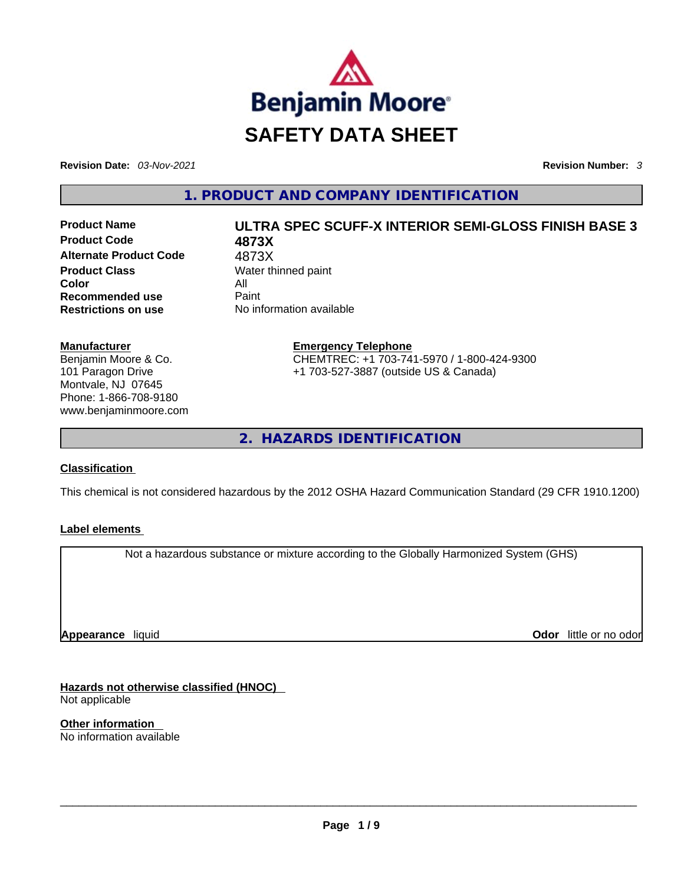Benjamin Moore®

# SAFETY DATA SHEET

**Revision Date:** *03-Nov-2021* **Revision Number:** *3*

## 1. PRODUCT AND COMPANY IDENTIFICATION

| | |
|---|---|
| **Product Name** | **ULTRA SPEC SCUFF-X INTERIOR SEMI-GLOSS FINISH BASE 3** |
| **Product Code** | **4873X** |
| **Alternate Product Code** | 4873X |
| **Product Class** | Water thinned paint |
| **Color** | All |
| **Recommended use** | Paint |
| **Restrictions on use** | No information available |

**Manufacturer**
Benjamin Moore & Co.
101 Paragon Drive
Montvale, NJ 07645
Phone: 1-866-708-9180
www.benjaminmoore.com

**Emergency Telephone**
CHEMTREC: +1 703-741-5970 / 1-800-424-9300
+1 703-527-3887 (outside US & Canada)

## 2. HAZARDS IDENTIFICATION

**Classification**

This chemical is not considered hazardous by the 2012 OSHA Hazard Communication Standard (29 CFR 1910.1200)

**Label elements**

Not a hazardous substance or mixture according to the Globally Harmonized System (GHS)

**Appearance** liquid **Odor** little or no odor

**Hazards not otherwise classified (HNOC)**
Not applicable

**Other information**
No information available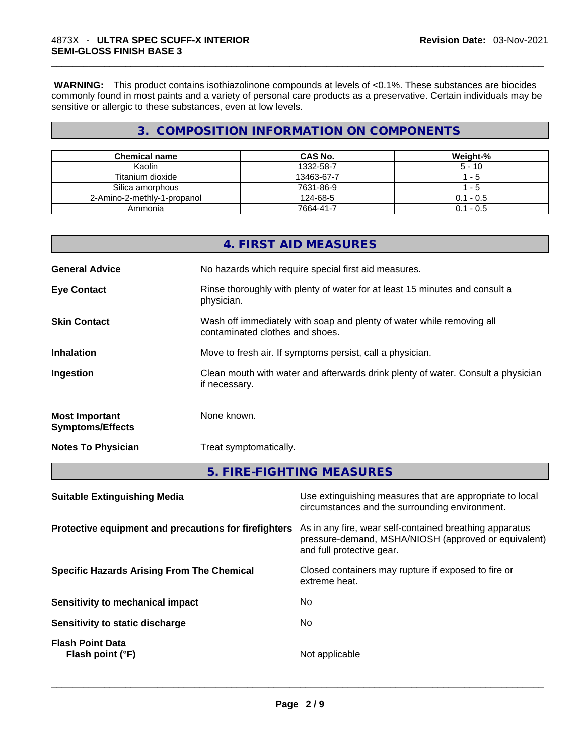**WARNING:** This product contains isothiazolinone compounds at levels of <0.1%. These substances are biocides commonly found in most paints and a variety of personal care products as a preservative. Certain individuals may be sensitive or allergic to these substances, even at low levels.

## 3. COMPOSITION INFORMATION ON COMPONENTS

| Chemical name | CAS No. | Weight-% |
|---|---|---|
| Kaolin | 1332-58-7 | 5 - 10 |
| Titanium dioxide | 13463-67-7 | 1 - 5 |
| Silica amorphous | 7631-86-9 | 1 - 5 |
| 2-Amino-2-methly-1-propanol | 124-68-5 | 0.1 - 0.5 |
| Ammonia | 7664-41-7 | 0.1 - 0.5 |

## 4. FIRST AID MEASURES

**General Advice**
No hazards which require special first aid measures.

**Eye Contact**
Rinse thoroughly with plenty of water for at least 15 minutes and consult a physician.

**Skin Contact**
Wash off immediately with soap and plenty of water while removing all contaminated clothes and shoes.

**Inhalation**
Move to fresh air. If symptoms persist, call a physician.

**Ingestion**
Clean mouth with water and afterwards drink plenty of water. Consult a physician if necessary.

**Most Important Symptoms/Effects**
None known.

**Notes To Physician**
Treat symptomatically.

## 5. FIRE-FIGHTING MEASURES

**Suitable Extinguishing Media**
Use extinguishing measures that are appropriate to local circumstances and the surrounding environment.

**Protective equipment and precautions for firefighters**
As in any fire, wear self-contained breathing apparatus pressure-demand, MSHA/NIOSH (approved or equivalent) and full protective gear.

**Specific Hazards Arising From The Chemical**
Closed containers may rupture if exposed to fire or extreme heat.

**Sensitivity to mechanical impact**
No

**Sensitivity to static discharge**
No

**Flash Point Data**
**Flash point (°F)**
Not applicable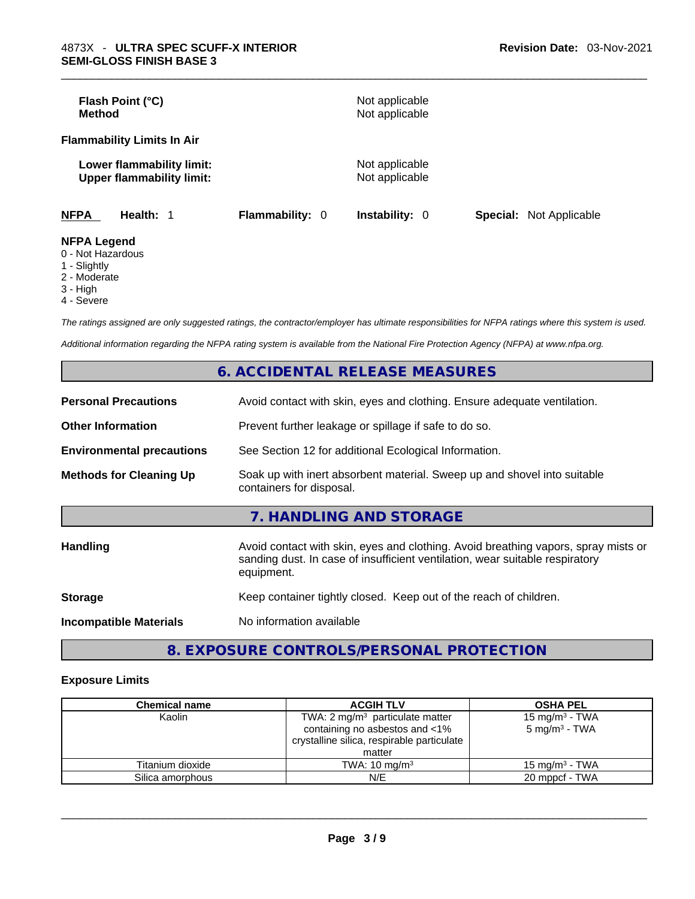**Flash Point (°C)** Not applicable
**Method** Not applicable

**Flammability Limits In Air**

**Lower flammability limit:** Not applicable
**Upper flammability limit:** Not applicable

**NFPA** **Health:** 1 **Flammability:** 0 **Instability:** 0 **Special:** Not Applicable

**NFPA Legend**
0 - Not Hazardous
1 - Slightly
2 - Moderate
3 - High
4 - Severe

*The ratings assigned are only suggested ratings, the contractor/employer has ultimate responsibilities for NFPA ratings where this system is used.*

*Additional information regarding the NFPA rating system is available from the National Fire Protection Agency (NFPA) at www.nfpa.org.*

## 6. ACCIDENTAL RELEASE MEASURES

**Personal Precautions** Avoid contact with skin, eyes and clothing. Ensure adequate ventilation.

**Other Information** Prevent further leakage or spillage if safe to do so.

**Environmental precautions** See Section 12 for additional Ecological Information.

**Methods for Cleaning Up** Soak up with inert absorbent material. Sweep up and shovel into suitable containers for disposal.

## 7. HANDLING AND STORAGE

**Handling** Avoid contact with skin, eyes and clothing. Avoid breathing vapors, spray mists or sanding dust. In case of insufficient ventilation, wear suitable respiratory equipment.

**Storage** Keep container tightly closed. Keep out of the reach of children.

**Incompatible Materials** No information available

## 8. EXPOSURE CONTROLS/PERSONAL PROTECTION

**Exposure Limits**

| Chemical name | ACGIH TLV | OSHA PEL |
|---|---|---|
| Kaolin | TWA: 2 mg/m³ particulate matter containing no asbestos and <1% crystalline silica, respirable particulate matter | 15 mg/m³ - TWA<br>5 mg/m³ - TWA |
| Titanium dioxide | TWA: 10 mg/m³ | 15 mg/m³ - TWA |
| Silica amorphous | N/E | 20 mppcf - TWA |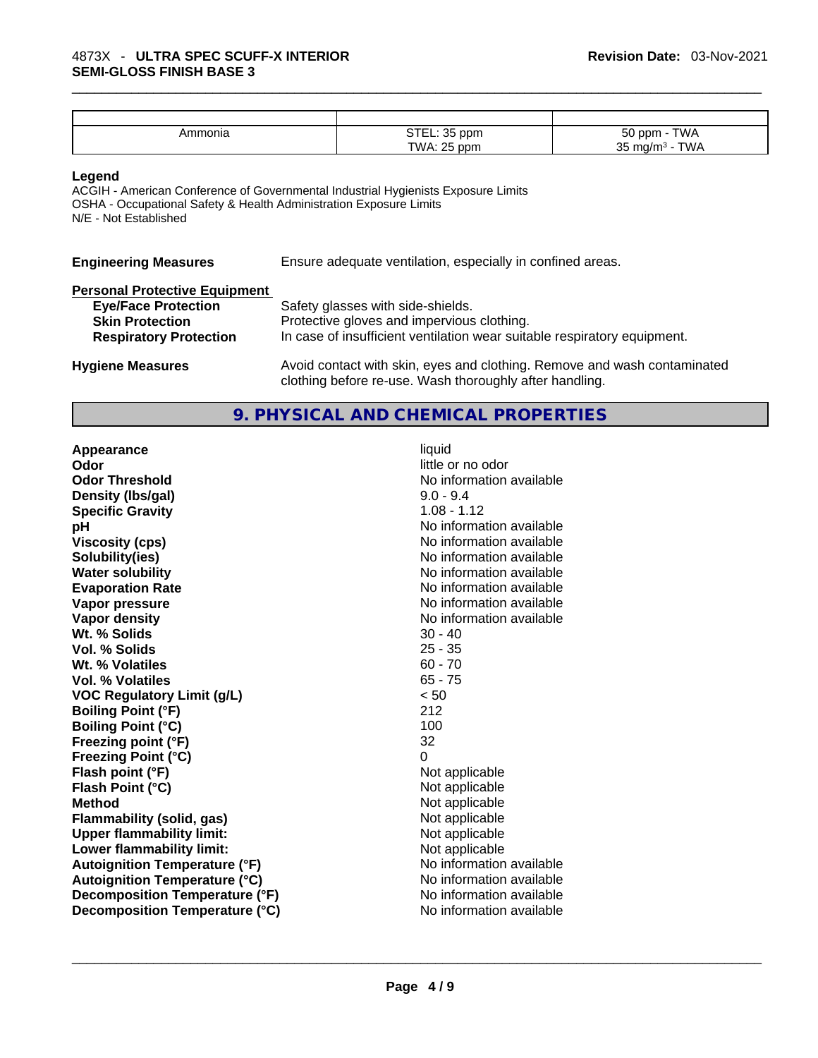| | | |
|---|---|---|
| Ammonia | STEL: 35 ppm<br>TWA: 25 ppm | 50 ppm - TWA<br>35 mg/m³ - TWA |

**Legend**

ACGIH - American Conference of Governmental Industrial Hygienists Exposure Limits
OSHA - Occupational Safety & Health Administration Exposure Limits
N/E - Not Established

**Engineering Measures** Ensure adequate ventilation, especially in confined areas.

**Personal Protective Equipment**

- **Eye/Face Protection** Safety glasses with side-shields.
- **Skin Protection** Protective gloves and impervious clothing.
- **Respiratory Protection** In case of insufficient ventilation wear suitable respiratory equipment.

**Hygiene Measures** Avoid contact with skin, eyes and clothing. Remove and wash contaminated clothing before re-use. Wash thoroughly after handling.

## 9. PHYSICAL AND CHEMICAL PROPERTIES

| | |
|---|---|
| **Appearance** | liquid |
| **Odor** | little or no odor |
| **Odor Threshold** | No information available |
| **Density (lbs/gal)** | 9.0 - 9.4 |
| **Specific Gravity** | 1.08 - 1.12 |
| **pH** | No information available |
| **Viscosity (cps)** | No information available |
| **Solubility(ies)** | No information available |
| **Water solubility** | No information available |
| **Evaporation Rate** | No information available |
| **Vapor pressure** | No information available |
| **Vapor density** | No information available |
| **Wt. % Solids** | 30 - 40 |
| **Vol. % Solids** | 25 - 35 |
| **Wt. % Volatiles** | 60 - 70 |
| **Vol. % Volatiles** | 65 - 75 |
| **VOC Regulatory Limit (g/L)** | < 50 |
| **Boiling Point (°F)** | 212 |
| **Boiling Point (°C)** | 100 |
| **Freezing point (°F)** | 32 |
| **Freezing Point (°C)** | 0 |
| **Flash point (°F)** | Not applicable |
| **Flash Point (°C)** | Not applicable |
| **Method** | Not applicable |
| **Flammability (solid, gas)** | Not applicable |
| **Upper flammability limit:** | Not applicable |
| **Lower flammability limit:** | Not applicable |
| **Autoignition Temperature (°F)** | No information available |
| **Autoignition Temperature (°C)** | No information available |
| **Decomposition Temperature (°F)** | No information available |
| **Decomposition Temperature (°C)** | No information available |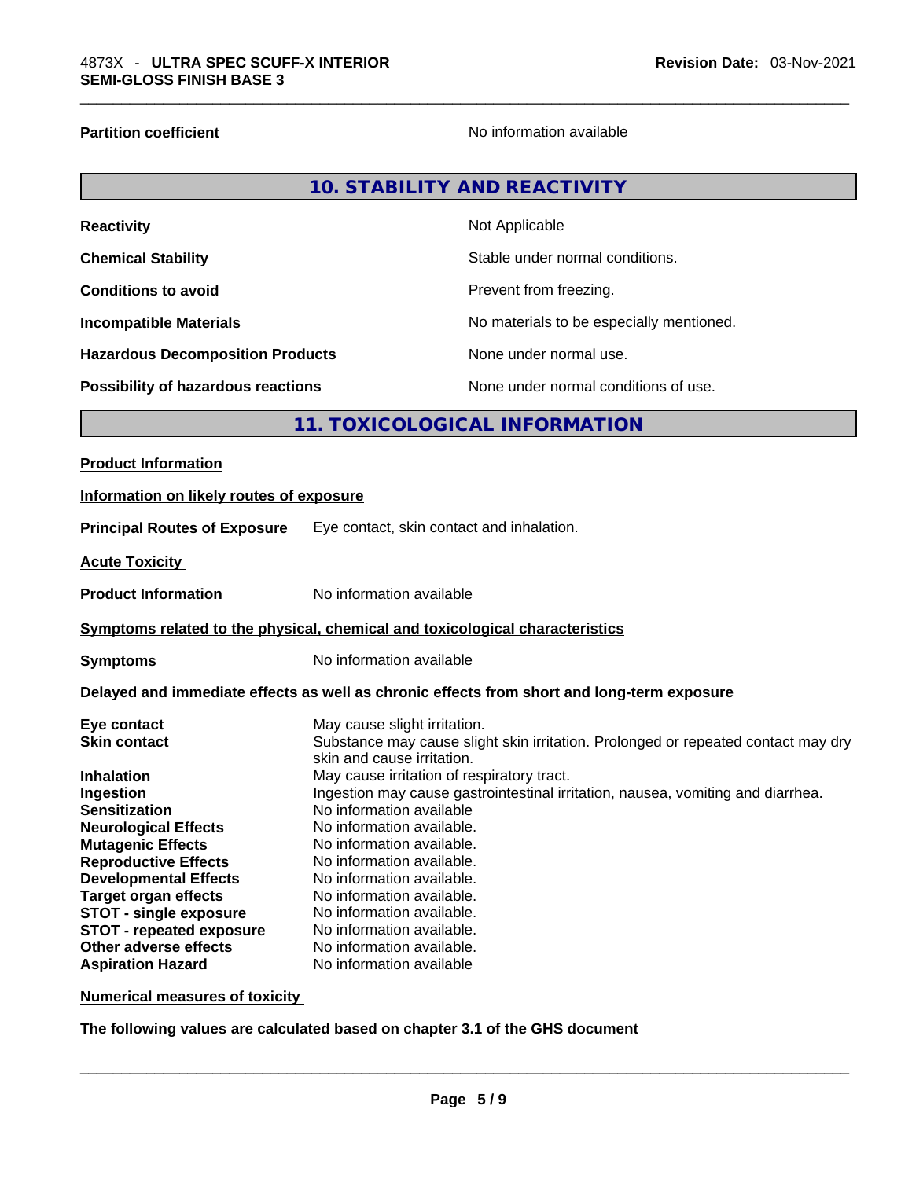| | |
|---|---|
| **Partition coefficient** | No information available |

## 10. STABILITY AND REACTIVITY

| | |
|---|---|
| **Reactivity** | Not Applicable |
| **Chemical Stability** | Stable under normal conditions. |
| **Conditions to avoid** | Prevent from freezing. |
| **Incompatible Materials** | No materials to be especially mentioned. |
| **Hazardous Decomposition Products** | None under normal use. |
| **Possibility of hazardous reactions** | None under normal conditions of use. |

## 11. TOXICOLOGICAL INFORMATION

**Product Information**

**Information on likely routes of exposure**

**Principal Routes of Exposure** Eye contact, skin contact and inhalation.

**Acute Toxicity**

**Product Information** No information available

**Symptoms related to the physical, chemical and toxicological characteristics**

**Symptoms** No information available

**Delayed and immediate effects as well as chronic effects from short and long-term exposure**

| | |
|---|---|
| **Eye contact** | May cause slight irritation. |
| **Skin contact** | Substance may cause slight skin irritation. Prolonged or repeated contact may dry skin and cause irritation. |
| **Inhalation** | May cause irritation of respiratory tract. |
| **Ingestion** | Ingestion may cause gastrointestinal irritation, nausea, vomiting and diarrhea. |
| **Sensitization** | No information available |
| **Neurological Effects** | No information available. |
| **Mutagenic Effects** | No information available. |
| **Reproductive Effects** | No information available. |
| **Developmental Effects** | No information available. |
| **Target organ effects** | No information available. |
| **STOT - single exposure** | No information available. |
| **STOT - repeated exposure** | No information available. |
| **Other adverse effects** | No information available. |
| **Aspiration Hazard** | No information available |

**Numerical measures of toxicity**

**The following values are calculated based on chapter 3.1 of the GHS document**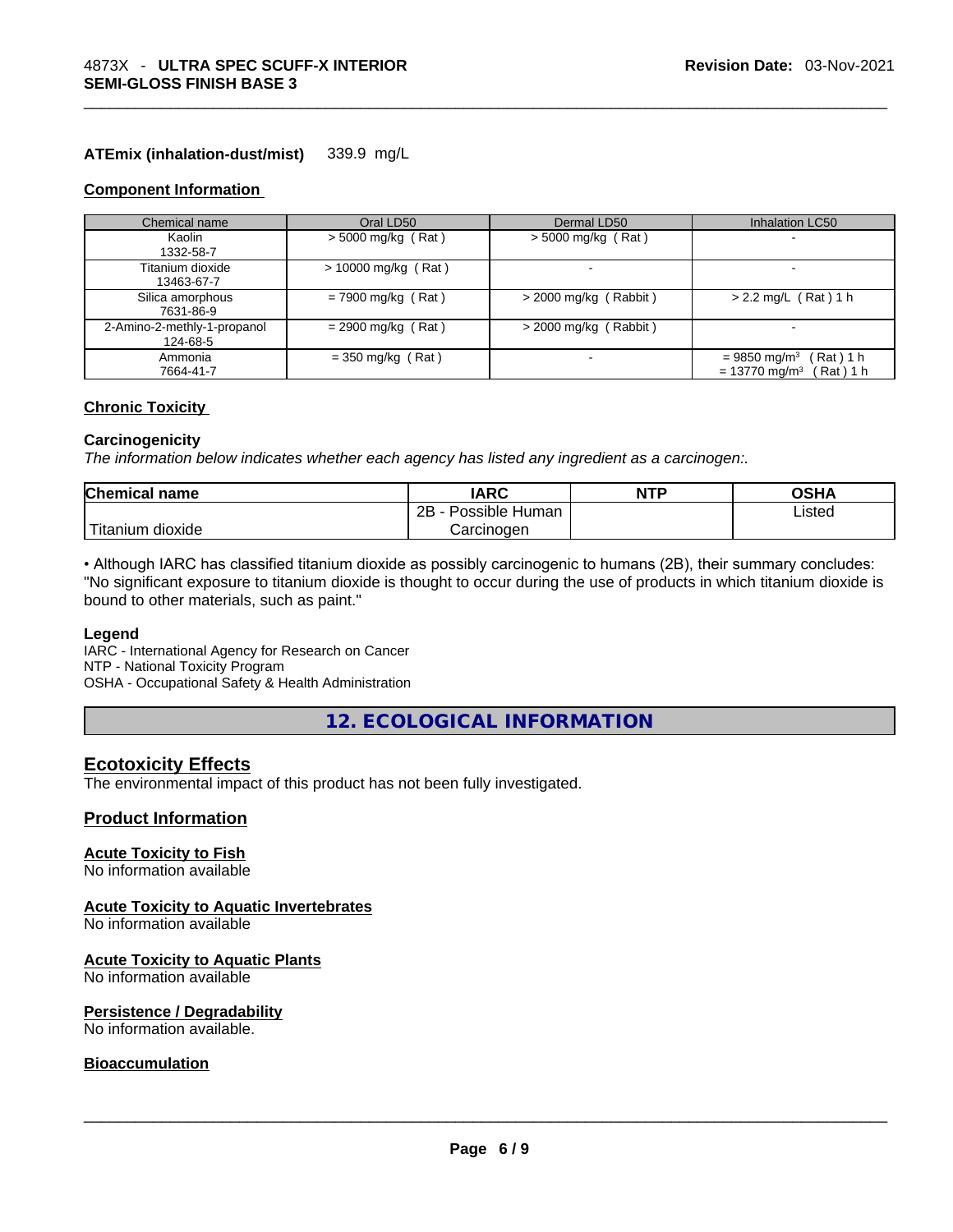**ATEmix (inhalation-dust/mist)** 339.9 mg/L

### Component Information

| Chemical name | Oral LD50 | Dermal LD50 | Inhalation LC50 |
|---|---|---|---|
| Kaolin<br>1332-58-7 | > 5000 mg/kg ( Rat ) | > 5000 mg/kg ( Rat ) | - |
| Titanium dioxide<br>13463-67-7 | > 10000 mg/kg ( Rat ) | - | - |
| Silica amorphous<br>7631-86-9 | = 7900 mg/kg ( Rat ) | > 2000 mg/kg ( Rabbit ) | > 2.2 mg/L ( Rat ) 1 h |
| 2-Amino-2-methly-1-propanol<br>124-68-5 | = 2900 mg/kg ( Rat ) | > 2000 mg/kg ( Rabbit ) | - |
| Ammonia<br>7664-41-7 | = 350 mg/kg ( Rat ) | - | = 9850 mg/m$^3$ ( Rat ) 1 h<br>= 13770 mg/m$^3$ ( Rat ) 1 h |

### Chronic Toxicity

**Carcinogenicity**

*The information below indicates whether each agency has listed any ingredient as a carcinogen:.*

| Chemical name | IARC | NTP | OSHA |
|---|---|---|---|
| Titanium dioxide | 2B - Possible Human Carcinogen | | Listed |

• Although IARC has classified titanium dioxide as possibly carcinogenic to humans (2B), their summary concludes: "No significant exposure to titanium dioxide is thought to occur during the use of products in which titanium dioxide is bound to other materials, such as paint."

**Legend**

IARC - International Agency for Research on Cancer
NTP - National Toxicity Program
OSHA - Occupational Safety & Health Administration

## 12. ECOLOGICAL INFORMATION

### Ecotoxicity Effects

The environmental impact of this product has not been fully investigated.

### Product Information

**Acute Toxicity to Fish**

No information available

**Acute Toxicity to Aquatic Invertebrates**

No information available

**Acute Toxicity to Aquatic Plants**

No information available

**Persistence / Degradability**

No information available.

**Bioaccumulation**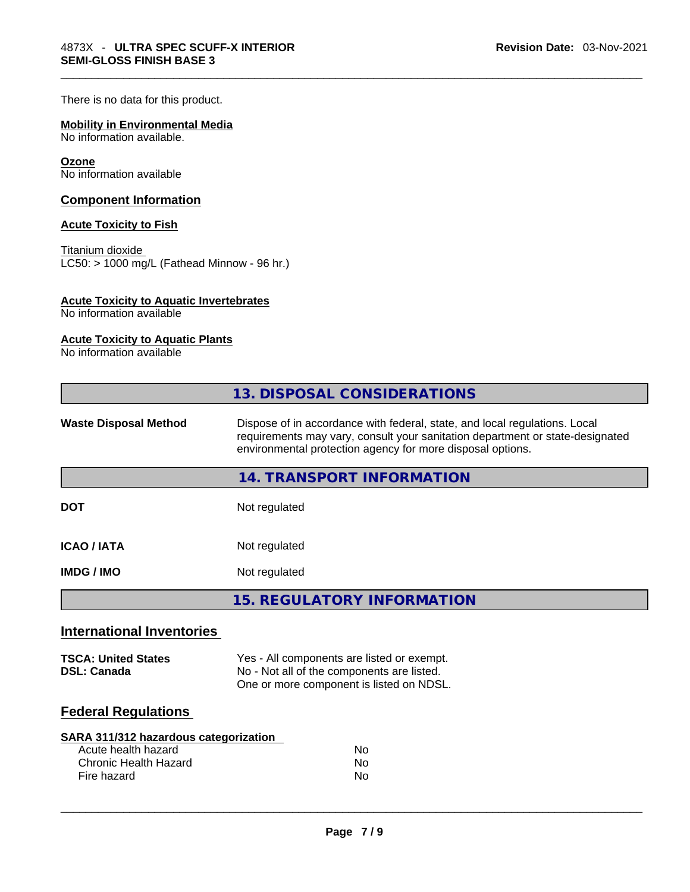There is no data for this product.

**Mobility in Environmental Media**
No information available.

**Ozone**
No information available

## Component Information

**Acute Toxicity to Fish**

Titanium dioxide
LC50: > 1000 mg/L (Fathead Minnow - 96 hr.)

**Acute Toxicity to Aquatic Invertebrates**
No information available

**Acute Toxicity to Aquatic Plants**
No information available

## 13. DISPOSAL CONSIDERATIONS

| | |
|---|---|
| **Waste Disposal Method** | Dispose of in accordance with federal, state, and local regulations. Local requirements may vary, consult your sanitation department or state-designated environmental protection agency for more disposal options. |

## 14. TRANSPORT INFORMATION

| | |
|---|---|
| **DOT** | Not regulated |
| **ICAO / IATA** | Not regulated |
| **IMDG / IMO** | Not regulated |

## 15. REGULATORY INFORMATION

### International Inventories

| | |
|---|---|
| **TSCA: United States** | Yes - All components are listed or exempt. |
| **DSL: Canada** | No - Not all of the components are listed. One or more component is listed on NDSL. |

### Federal Regulations

**SARA 311/312 hazardous categorization**

| | |
|---|---|
| Acute health hazard | No |
| Chronic Health Hazard | No |
| Fire hazard | No |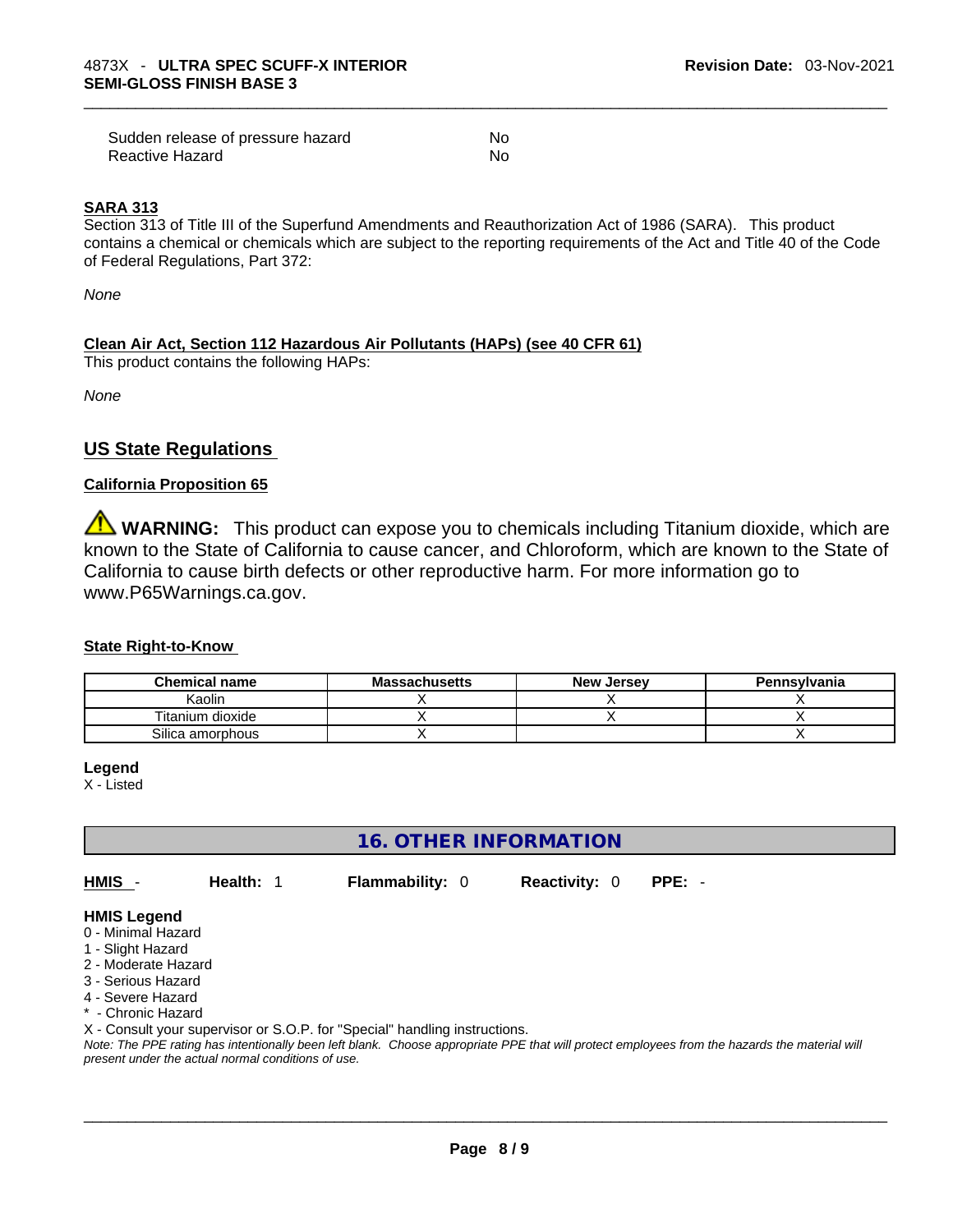| | |
|---|---|
| Sudden release of pressure hazard | No |
| Reactive Hazard | No |

**SARA 313**

Section 313 of Title III of the Superfund Amendments and Reauthorization Act of 1986 (SARA). This product contains a chemical or chemicals which are subject to the reporting requirements of the Act and Title 40 of the Code of Federal Regulations, Part 372:

*None*

**Clean Air Act, Section 112 Hazardous Air Pollutants (HAPs) (see 40 CFR 61)**

This product contains the following HAPs:

*None*

## US State Regulations

**California Proposition 65**

⚠ **WARNING:** This product can expose you to chemicals including Titanium dioxide, which are known to the State of California to cause cancer, and Chloroform, which are known to the State of California to cause birth defects or other reproductive harm. For more information go to www.P65Warnings.ca.gov.

**State Right-to-Know**

| Chemical name | Massachusetts | New Jersey | Pennsylvania |
|---|---|---|---|
| Kaolin | X | X | X |
| Titanium dioxide | X | X | X |
| Silica amorphous | X | | X |

**Legend**

X - Listed

## 16. OTHER INFORMATION

**HMIS** - **Health:** 1 **Flammability:** 0 **Reactivity:** 0 **PPE:** -

**HMIS Legend**

0 - Minimal Hazard
1 - Slight Hazard
2 - Moderate Hazard
3 - Serious Hazard
4 - Severe Hazard
* - Chronic Hazard
X - Consult your supervisor or S.O.P. for "Special" handling instructions.

*Note: The PPE rating has intentionally been left blank. Choose appropriate PPE that will protect employees from the hazards the material will present under the actual normal conditions of use.*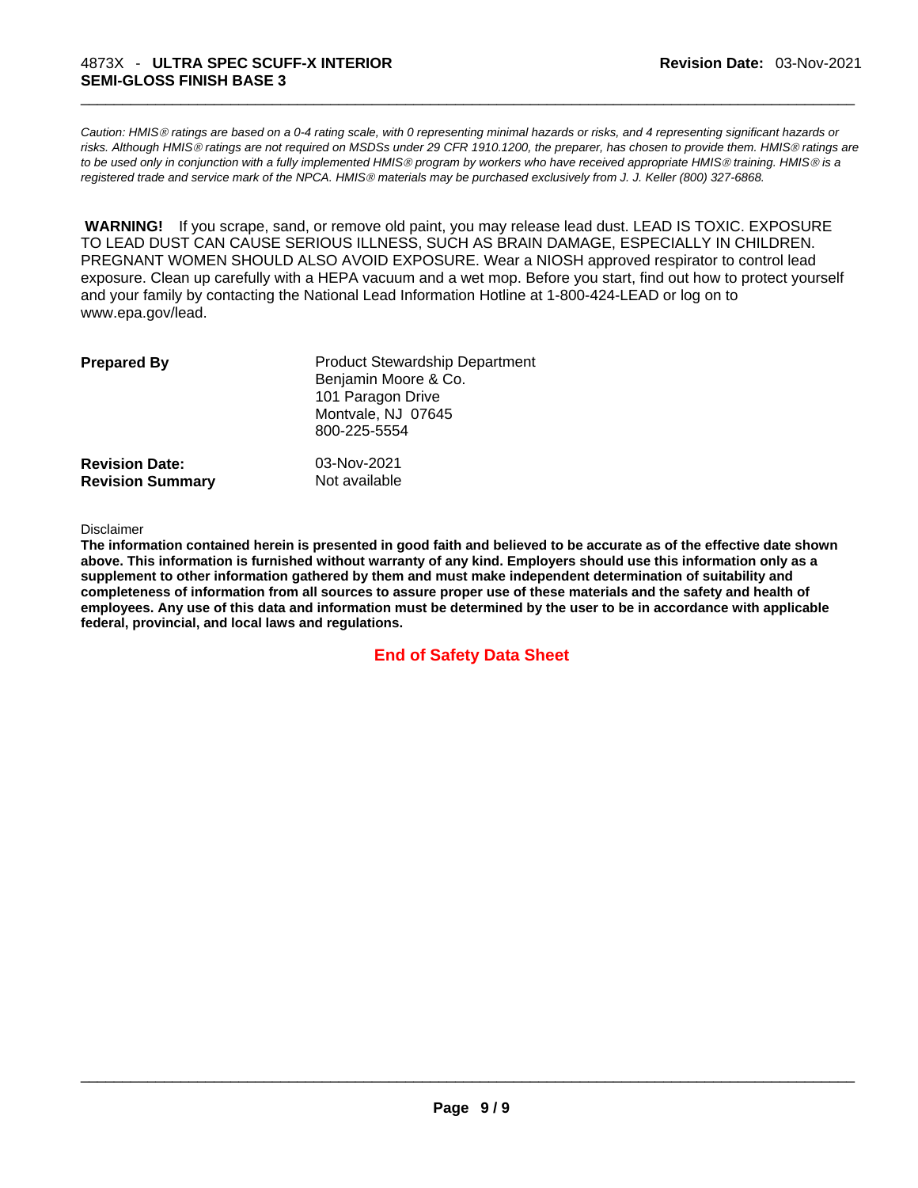*Caution: HMIS® ratings are based on a 0-4 rating scale, with 0 representing minimal hazards or risks, and 4 representing significant hazards or risks. Although HMIS® ratings are not required on MSDSs under 29 CFR 1910.1200, the preparer, has chosen to provide them. HMIS® ratings are to be used only in conjunction with a fully implemented HMIS® program by workers who have received appropriate HMIS® training. HMIS® is a registered trade and service mark of the NPCA. HMIS® materials may be purchased exclusively from J. J. Keller (800) 327-6868.*

**WARNING!** If you scrape, sand, or remove old paint, you may release lead dust. LEAD IS TOXIC. EXPOSURE TO LEAD DUST CAN CAUSE SERIOUS ILLNESS, SUCH AS BRAIN DAMAGE, ESPECIALLY IN CHILDREN. PREGNANT WOMEN SHOULD ALSO AVOID EXPOSURE. Wear a NIOSH approved respirator to control lead exposure. Clean up carefully with a HEPA vacuum and a wet mop. Before you start, find out how to protect yourself and your family by contacting the National Lead Information Hotline at 1-800-424-LEAD or log on to www.epa.gov/lead.

| | |
|---|---|
| **Prepared By** | Product Stewardship Department<br>Benjamin Moore & Co.<br>101 Paragon Drive<br>Montvale, NJ 07645<br>800-225-5554 |
| **Revision Date:** | 03-Nov-2021 |
| **Revision Summary** | Not available |

Disclaimer

**The information contained herein is presented in good faith and believed to be accurate as of the effective date shown above. This information is furnished without warranty of any kind. Employers should use this information only as a supplement to other information gathered by them and must make independent determination of suitability and completeness of information from all sources to assure proper use of these materials and the safety and health of employees. Any use of this data and information must be determined by the user to be in accordance with applicable federal, provincial, and local laws and regulations.**

**End of Safety Data Sheet**